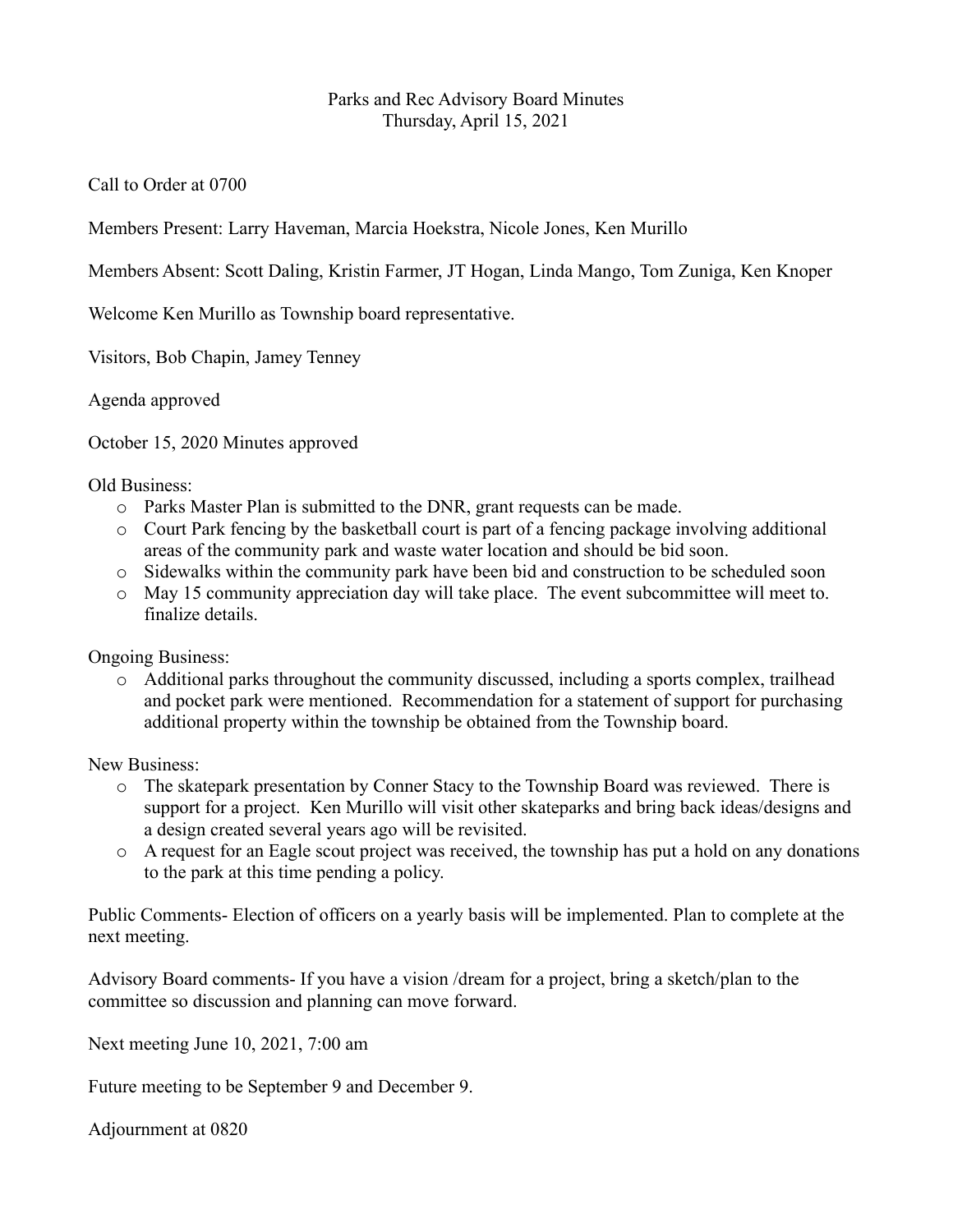# Parks and Rec Advisory Board Minutes
## Thursday, April 15, 2021

Call to Order at 0700

Members Present: Larry Haveman, Marcia Hoekstra, Nicole Jones, Ken Murillo

Members Absent: Scott Daling, Kristin Farmer, JT Hogan, Linda Mango, Tom Zuniga, Ken Knoper

Welcome Ken Murillo as Township board representative.

Visitors, Bob Chapin, Jamey Tenney

Agenda approved

October 15, 2020 Minutes approved

Old Business:

- Parks Master Plan is submitted to the DNR, grant requests can be made.
- Court Park fencing by the basketball court is part of a fencing package involving additional areas of the community park and waste water location and should be bid soon.
- Sidewalks within the community park have been bid and construction to be scheduled soon
- May 15 community appreciation day will take place. The event subcommittee will meet to. finalize details.

Ongoing Business:

- Additional parks throughout the community discussed, including a sports complex, trailhead and pocket park were mentioned. Recommendation for a statement of support for purchasing additional property within the township be obtained from the Township board.

New Business:

- The skatepark presentation by Conner Stacy to the Township Board was reviewed. There is support for a project. Ken Murillo will visit other skateparks and bring back ideas/designs and a design created several years ago will be revisited.
- A request for an Eagle scout project was received, the township has put a hold on any donations to the park at this time pending a policy.

Public Comments- Election of officers on a yearly basis will be implemented. Plan to complete at the next meeting.

Advisory Board comments- If you have a vision /dream for a project, bring a sketch/plan to the committee so discussion and planning can move forward.

Next meeting June 10, 2021, 7:00 am

Future meeting to be September 9 and December 9.

Adjournment at 0820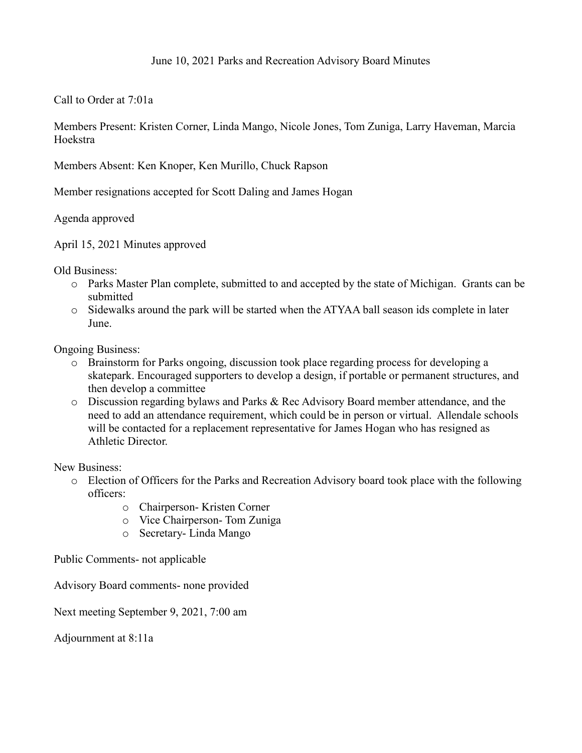June 10, 2021 Parks and Recreation Advisory Board Minutes

Call to Order at 7:01a

Members Present: Kristen Corner, Linda Mango, Nicole Jones, Tom Zuniga, Larry Haveman, Marcia Hoekstra

Members Absent: Ken Knoper, Ken Murillo, Chuck Rapson

Member resignations accepted for Scott Daling and James Hogan

Agenda approved

April 15, 2021 Minutes approved

Old Business:

- Parks Master Plan complete, submitted to and accepted by the state of Michigan. Grants can be submitted
- Sidewalks around the park will be started when the ATYAA ball season ids complete in later June.

Ongoing Business:

- Brainstorm for Parks ongoing, discussion took place regarding process for developing a skatepark. Encouraged supporters to develop a design, if portable or permanent structures, and then develop a committee
- Discussion regarding bylaws and Parks & Rec Advisory Board member attendance, and the need to add an attendance requirement, which could be in person or virtual. Allendale schools will be contacted for a replacement representative for James Hogan who has resigned as Athletic Director.

New Business:

- Election of Officers for the Parks and Recreation Advisory board took place with the following officers:
  - Chairperson- Kristen Corner
  - Vice Chairperson- Tom Zuniga
  - Secretary- Linda Mango

Public Comments- not applicable

Advisory Board comments- none provided

Next meeting September 9, 2021, 7:00 am

Adjournment at 8:11a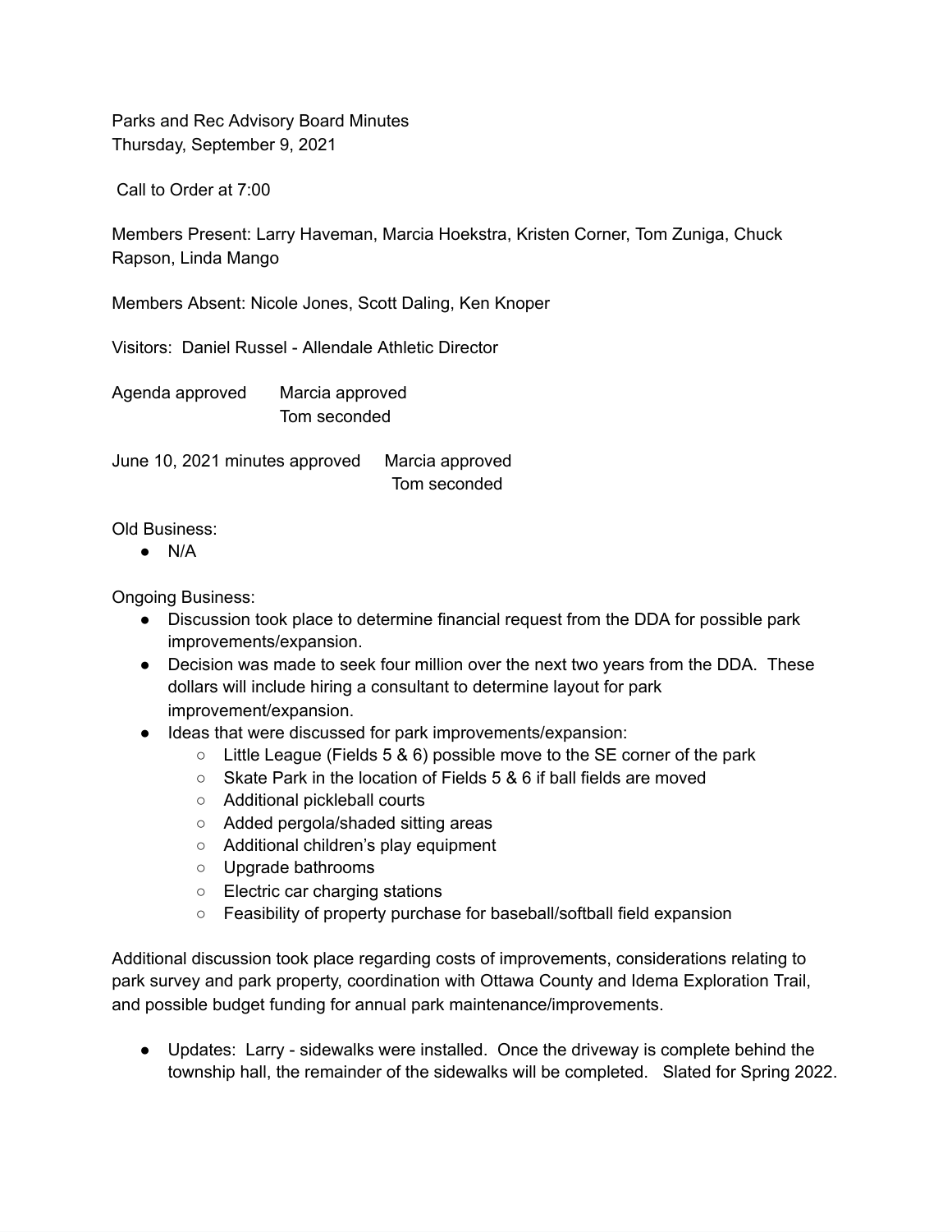Parks and Rec Advisory Board Minutes
Thursday, September 9, 2021

Call to Order at 7:00

Members Present: Larry Haveman, Marcia Hoekstra, Kristen Corner, Tom Zuniga, Chuck Rapson, Linda Mango

Members Absent: Nicole Jones, Scott Daling, Ken Knoper

Visitors: Daniel Russel - Allendale Athletic Director

Agenda approved Marcia approved
Tom seconded

June 10, 2021 minutes approved Marcia approved
Tom seconded

Old Business:

- N/A

Ongoing Business:

- Discussion took place to determine financial request from the DDA for possible park improvements/expansion.
- Decision was made to seek four million over the next two years from the DDA. These dollars will include hiring a consultant to determine layout for park improvement/expansion.
- Ideas that were discussed for park improvements/expansion:
  - Little League (Fields 5 & 6) possible move to the SE corner of the park
  - Skate Park in the location of Fields 5 & 6 if ball fields are moved
  - Additional pickleball courts
  - Added pergola/shaded sitting areas
  - Additional children's play equipment
  - Upgrade bathrooms
  - Electric car charging stations
  - Feasibility of property purchase for baseball/softball field expansion

Additional discussion took place regarding costs of improvements, considerations relating to park survey and park property, coordination with Ottawa County and Idema Exploration Trail, and possible budget funding for annual park maintenance/improvements.

- Updates: Larry - sidewalks were installed. Once the driveway is complete behind the township hall, the remainder of the sidewalks will be completed. Slated for Spring 2022.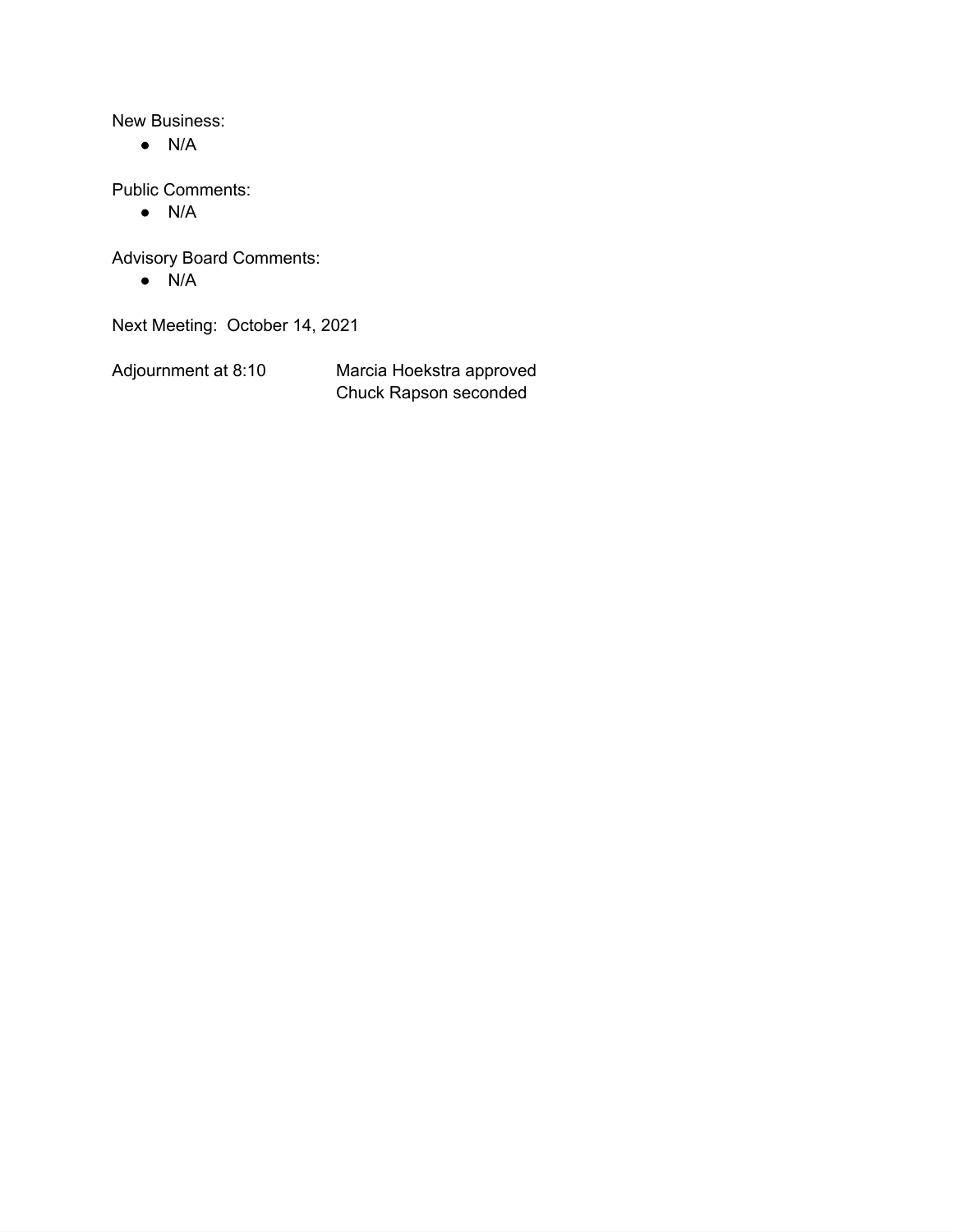New Business:

- N/A

Public Comments:

- N/A

Advisory Board Comments:

- N/A

Next Meeting: October 14, 2021

Adjournment at 8:10 Marcia Hoekstra approved
Chuck Rapson seconded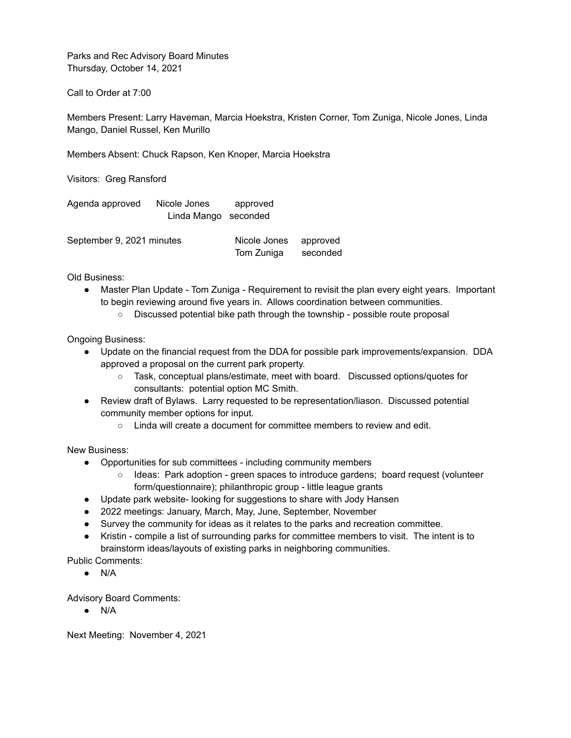Parks and Rec Advisory Board Minutes
Thursday, October 14, 2021

Call to Order at 7:00

Members Present: Larry Haveman, Marcia Hoekstra, Kristen Corner, Tom Zuniga, Nicole Jones, Linda Mango, Daniel Russel, Ken Murillo

Members Absent: Chuck Rapson, Ken Knoper, Marcia Hoekstra

Visitors: Greg Ransford

| | | |
|---|---|---|
| Agenda approved | Nicole Jones | approved |
| | Linda Mango | seconded |

| | | |
|---|---|---|
| September 9, 2021 minutes | Nicole Jones | approved |
| | Tom Zuniga | seconded |

Old Business:

- Master Plan Update - Tom Zuniga - Requirement to revisit the plan every eight years. Important to begin reviewing around five years in. Allows coordination between communities.
  - Discussed potential bike path through the township - possible route proposal

Ongoing Business:

- Update on the financial request from the DDA for possible park improvements/expansion. DDA approved a proposal on the current park property.
  - Task, conceptual plans/estimate, meet with board. Discussed options/quotes for consultants: potential option MC Smith.
- Review draft of Bylaws. Larry requested to be representation/liason. Discussed potential community member options for input.
  - Linda will create a document for committee members to review and edit.

New Business:

- Opportunities for sub committees - including community members
  - Ideas: Park adoption - green spaces to introduce gardens; board request (volunteer form/questionnaire); philanthropic group - little league grants
- Update park website- looking for suggestions to share with Jody Hansen
- 2022 meetings: January, March, May, June, September, November
- Survey the community for ideas as it relates to the parks and recreation committee.
- Kristin - compile a list of surrounding parks for committee members to visit. The intent is to brainstorm ideas/layouts of existing parks in neighboring communities.

Public Comments:

- N/A

Advisory Board Comments:

- N/A

Next Meeting: November 4, 2021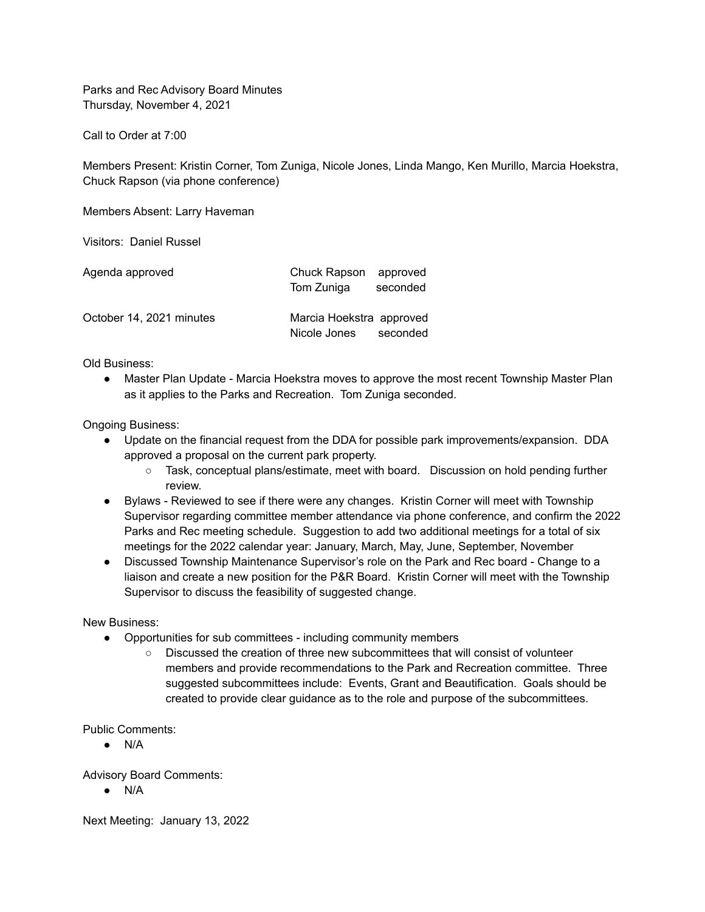Parks and Rec Advisory Board Minutes
Thursday, November 4, 2021

Call to Order at 7:00

Members Present: Kristin Corner, Tom Zuniga, Nicole Jones, Linda Mango, Ken Murillo, Marcia Hoekstra, Chuck Rapson (via phone conference)

Members Absent: Larry Haveman

Visitors: Daniel Russel

| | | |
|---|---|---|
| Agenda approved | Chuck Rapson | approved |
| | Tom Zuniga | seconded |
| October 14, 2021 minutes | Marcia Hoekstra | approved |
| | Nicole Jones | seconded |

Old Business:

- Master Plan Update - Marcia Hoekstra moves to approve the most recent Township Master Plan as it applies to the Parks and Recreation. Tom Zuniga seconded.

Ongoing Business:

- Update on the financial request from the DDA for possible park improvements/expansion. DDA approved a proposal on the current park property.
  - Task, conceptual plans/estimate, meet with board. Discussion on hold pending further review.
- Bylaws - Reviewed to see if there were any changes. Kristin Corner will meet with Township Supervisor regarding committee member attendance via phone conference, and confirm the 2022 Parks and Rec meeting schedule. Suggestion to add two additional meetings for a total of six meetings for the 2022 calendar year: January, March, May, June, September, November
- Discussed Township Maintenance Supervisor's role on the Park and Rec board - Change to a liaison and create a new position for the P&R Board. Kristin Corner will meet with the Township Supervisor to discuss the feasibility of suggested change.

New Business:

- Opportunities for sub committees - including community members
  - Discussed the creation of three new subcommittees that will consist of volunteer members and provide recommendations to the Park and Recreation committee. Three suggested subcommittees include: Events, Grant and Beautification. Goals should be created to provide clear guidance as to the role and purpose of the subcommittees.

Public Comments:

- N/A

Advisory Board Comments:

- N/A

Next Meeting: January 13, 2022